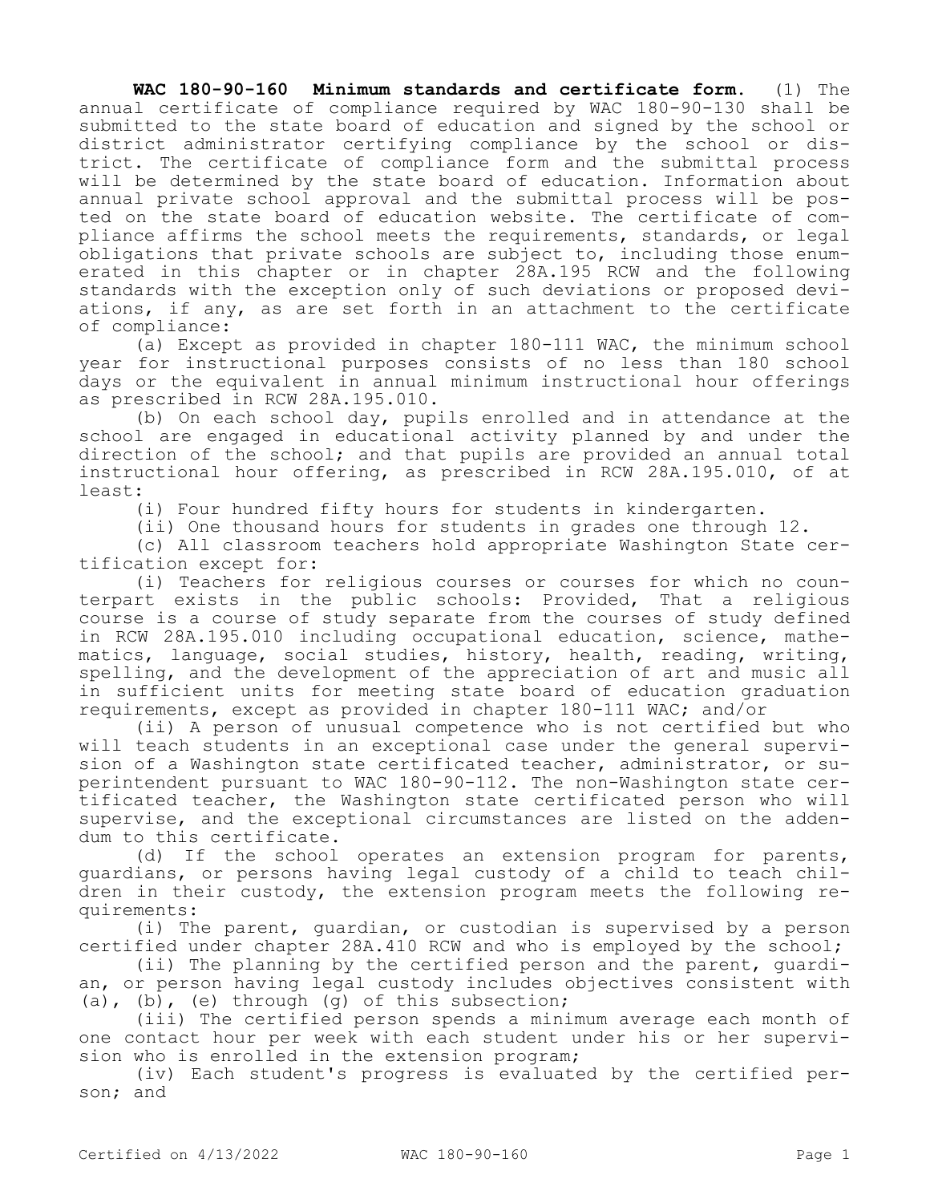**WAC 180-90-160 Minimum standards and certificate form.** (1) The annual certificate of compliance required by WAC 180-90-130 shall be submitted to the state board of education and signed by the school or district administrator certifying compliance by the school or district. The certificate of compliance form and the submittal process will be determined by the state board of education. Information about annual private school approval and the submittal process will be posted on the state board of education website. The certificate of compliance affirms the school meets the requirements, standards, or legal obligations that private schools are subject to, including those enumerated in this chapter or in chapter 28A.195 RCW and the following standards with the exception only of such deviations or proposed deviations, if any, as are set forth in an attachment to the certificate of compliance:

(a) Except as provided in chapter 180-111 WAC, the minimum school year for instructional purposes consists of no less than 180 school days or the equivalent in annual minimum instructional hour offerings as prescribed in RCW 28A.195.010.

(b) On each school day, pupils enrolled and in attendance at the school are engaged in educational activity planned by and under the direction of the school; and that pupils are provided an annual total instructional hour offering, as prescribed in RCW 28A.195.010, of at least:

(i) Four hundred fifty hours for students in kindergarten.

(ii) One thousand hours for students in grades one through 12.

(c) All classroom teachers hold appropriate Washington State certification except for:

(i) Teachers for religious courses or courses for which no counterpart exists in the public schools: Provided, That a religious course is a course of study separate from the courses of study defined in RCW 28A.195.010 including occupational education, science, mathematics, language, social studies, history, health, reading, writing, spelling, and the development of the appreciation of art and music all in sufficient units for meeting state board of education graduation requirements, except as provided in chapter 180-111 WAC; and/or

(ii) A person of unusual competence who is not certified but who will teach students in an exceptional case under the general supervision of a Washington state certificated teacher, administrator, or superintendent pursuant to WAC 180-90-112. The non-Washington state certificated teacher, the Washington state certificated person who will supervise, and the exceptional circumstances are listed on the addendum to this certificate.

(d) If the school operates an extension program for parents, guardians, or persons having legal custody of a child to teach children in their custody, the extension program meets the following requirements:

(i) The parent, guardian, or custodian is supervised by a person certified under chapter 28A.410 RCW and who is employed by the school;

(ii) The planning by the certified person and the parent, guardian, or person having legal custody includes objectives consistent with (a), (b), (e) through (g) of this subsection;

(iii) The certified person spends a minimum average each month of one contact hour per week with each student under his or her supervision who is enrolled in the extension program;

(iv) Each student's progress is evaluated by the certified person; and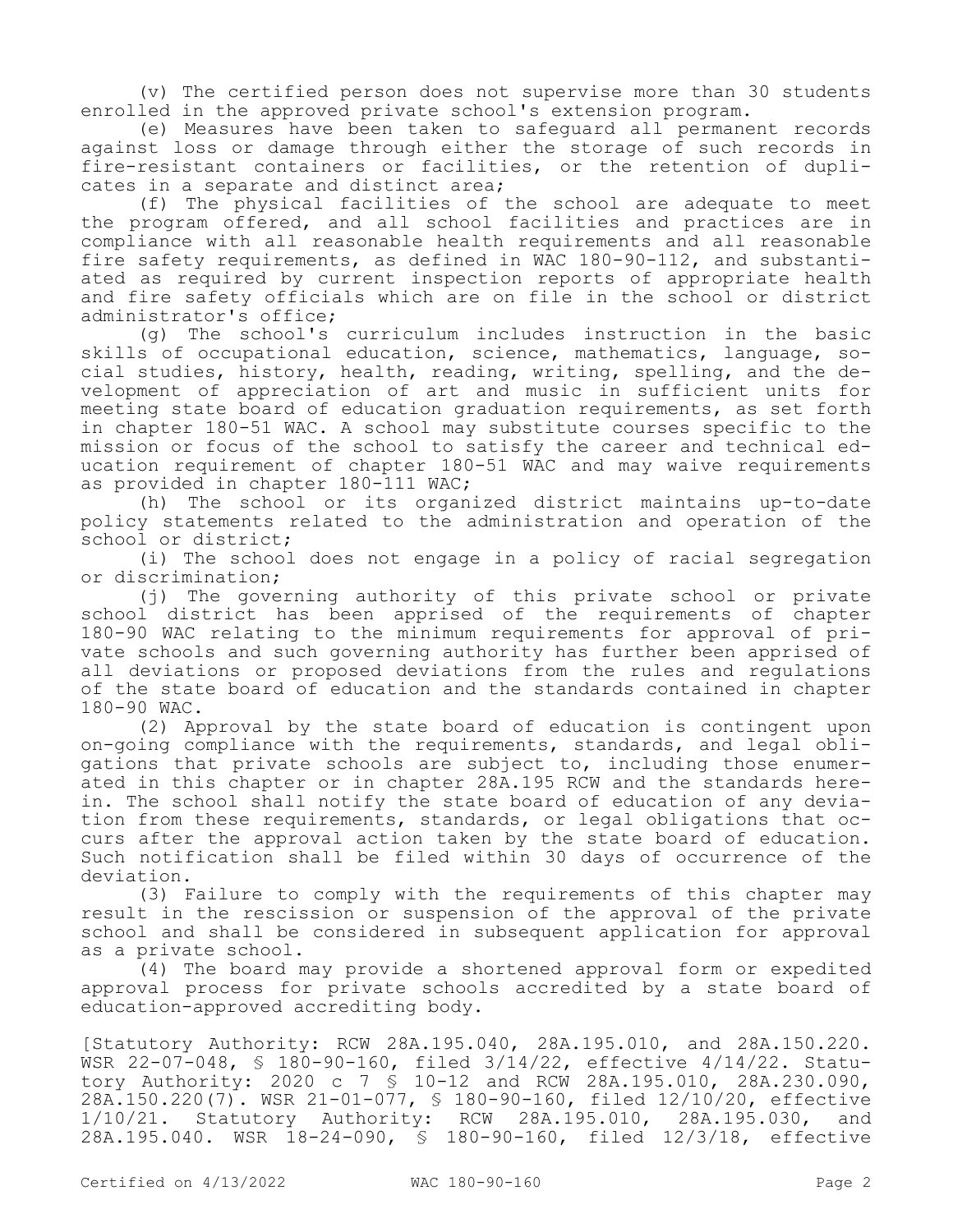(v) The certified person does not supervise more than 30 students enrolled in the approved private school's extension program.

(e) Measures have been taken to safeguard all permanent records against loss or damage through either the storage of such records in fire-resistant containers or facilities, or the retention of duplicates in a separate and distinct area;

(f) The physical facilities of the school are adequate to meet the program offered, and all school facilities and practices are in compliance with all reasonable health requirements and all reasonable fire safety requirements, as defined in WAC 180-90-112, and substantiated as required by current inspection reports of appropriate health and fire safety officials which are on file in the school or district administrator's office;

(g) The school's curriculum includes instruction in the basic skills of occupational education, science, mathematics, language, social studies, history, health, reading, writing, spelling, and the development of appreciation of art and music in sufficient units for meeting state board of education graduation requirements, as set forth in chapter 180-51 WAC. A school may substitute courses specific to the mission or focus of the school to satisfy the career and technical education requirement of chapter 180-51 WAC and may waive requirements as provided in chapter 180-111 WAC;

(h) The school or its organized district maintains up-to-date policy statements related to the administration and operation of the school or district;

(i) The school does not engage in a policy of racial segregation or discrimination;

(j) The governing authority of this private school or private school district has been apprised of the requirements of chapter 180-90 WAC relating to the minimum requirements for approval of private schools and such governing authority has further been apprised of all deviations or proposed deviations from the rules and regulations of the state board of education and the standards contained in chapter 180-90 WAC.

(2) Approval by the state board of education is contingent upon on-going compliance with the requirements, standards, and legal obligations that private schools are subject to, including those enumerated in this chapter or in chapter 28A.195 RCW and the standards herein. The school shall notify the state board of education of any deviation from these requirements, standards, or legal obligations that occurs after the approval action taken by the state board of education. Such notification shall be filed within 30 days of occurrence of the deviation.

(3) Failure to comply with the requirements of this chapter may result in the rescission or suspension of the approval of the private school and shall be considered in subsequent application for approval as a private school.

(4) The board may provide a shortened approval form or expedited approval process for private schools accredited by a state board of education-approved accrediting body.

[Statutory Authority: RCW 28A.195.040, 28A.195.010, and 28A.150.220. WSR 22-07-048, § 180-90-160, filed 3/14/22, effective 4/14/22. Statutory Authority: 2020 c 7 § 10-12 and RCW 28A.195.010, 28A.230.090, 28A.150.220(7). WSR 21-01-077, § 180-90-160, filed 12/10/20, effective 1/10/21. Statutory Authority: RCW 28A.195.010, 28A.195.030, and 28A.195.040. WSR 18-24-090, § 180-90-160, filed 12/3/18, effective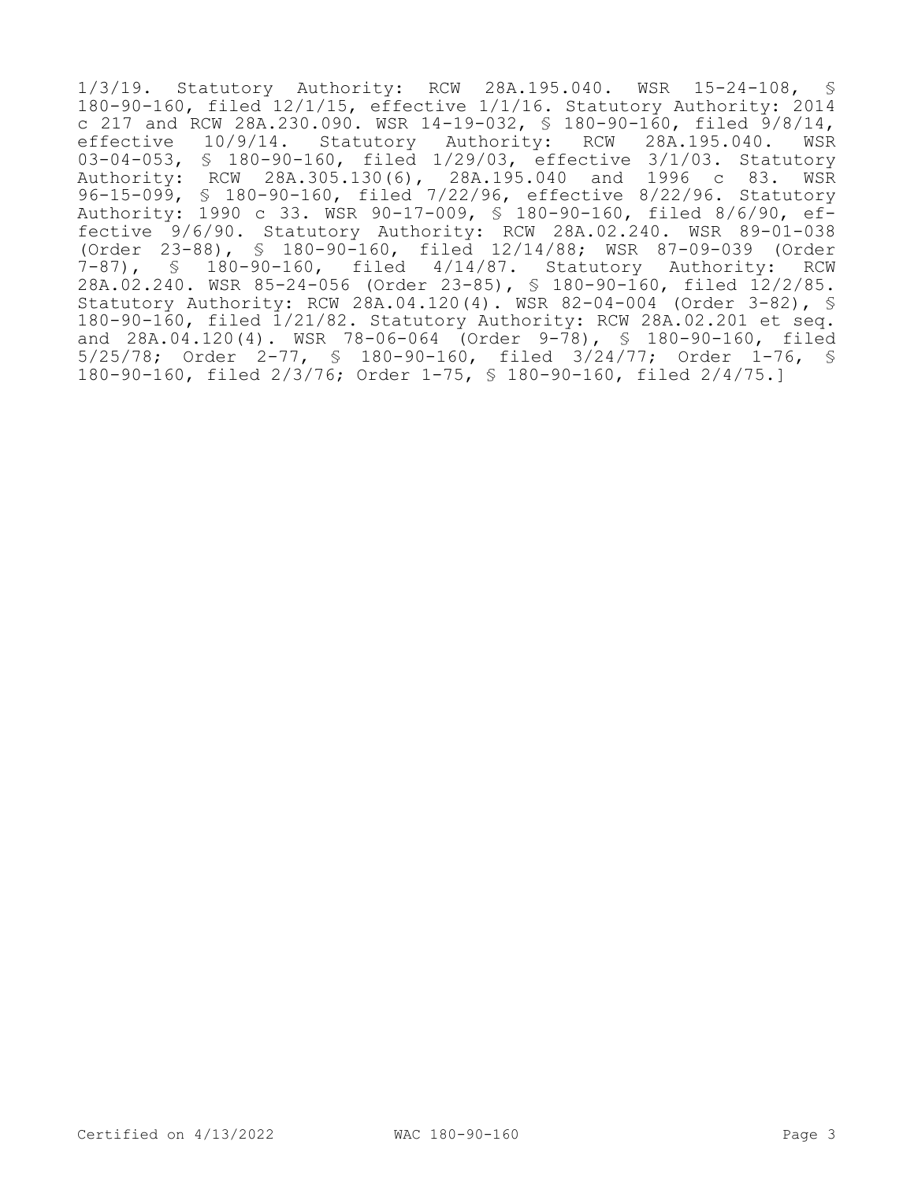1/3/19. Statutory Authority: RCW 28A.195.040. WSR 15-24-108, § 180-90-160, filed 12/1/15, effective 1/1/16. Statutory Authority: 2014 c 217 and RCW 28A.230.090. WSR 14-19-032, § 180-90-160, filed 9/8/14, effective 10/9/14. Statutory Authority: RCW 28A.195.040. WSR 03-04-053, § 180-90-160, filed 1/29/03, effective 3/1/03. Statutory Authority: RCW 28A.305.130(6), 28A.195.040 and 1996 c 83. WSR 96-15-099, § 180-90-160, filed 7/22/96, effective 8/22/96. Statutory Authority: 1990 c 33. WSR 90-17-009, § 180-90-160, filed 8/6/90, effective 9/6/90. Statutory Authority: RCW 28A.02.240. WSR 89-01-038 (Order 23-88), § 180-90-160, filed 12/14/88; WSR 87-09-039 (Order 7-87), § 180-90-160, filed 4/14/87. Statutory Authority: RCW 28A.02.240. WSR 85-24-056 (Order 23-85), § 180-90-160, filed 12/2/85. Statutory Authority: RCW 28A.04.120(4). WSR 82-04-004 (Order 3-82), § 180-90-160, filed 1/21/82. Statutory Authority: RCW 28A.02.201 et seq. and 28A.04.120(4). WSR 78-06-064 (Order 9-78), § 180-90-160, filed 5/25/78; Order 2-77, § 180-90-160, filed 3/24/77; Order 1-76, § 180-90-160, filed 2/3/76; Order 1-75, § 180-90-160, filed 2/4/75.]